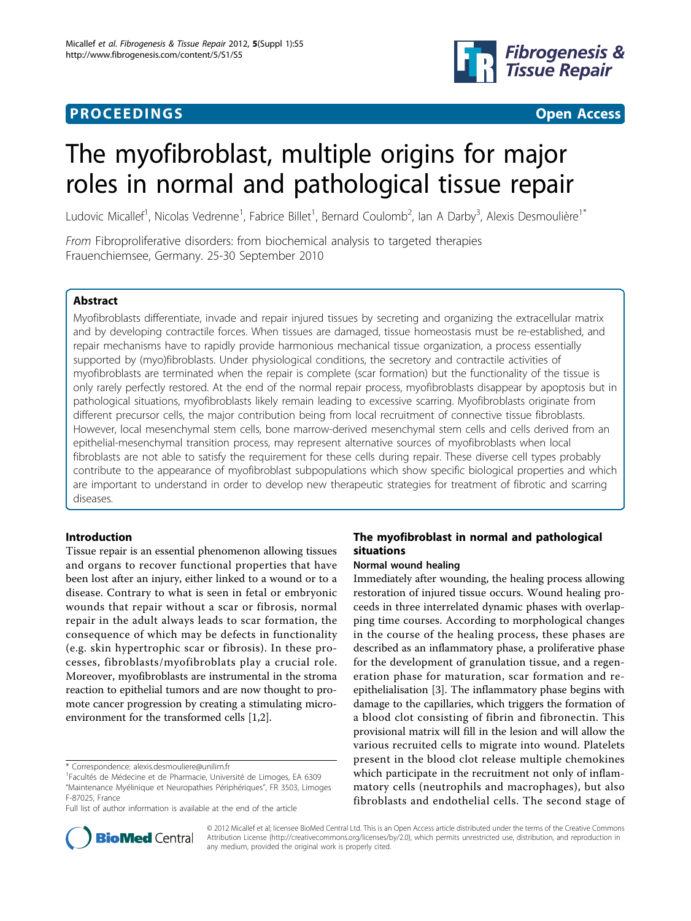PROCEEDINGS **Open Access**

# The myofibroblast, multiple origins for major roles in normal and pathological tissue repair

Ludovic Micallef[1], Nicolas Vedrenne[1], Fabrice Billet[1], Bernard Coulomb[2], Ian A Darby[3], Alexis Desmoulière[1*]

*From* Fibroproliferative disorders: from biochemical analysis to targeted therapies
Frauenchiemsee, Germany. 25-30 September 2010

## Abstract

Myofibroblasts differentiate, invade and repair injured tissues by secreting and organizing the extracellular matrix and by developing contractile forces. When tissues are damaged, tissue homeostasis must be re-established, and repair mechanisms have to rapidly provide harmonious mechanical tissue organization, a process essentially supported by (myo)fibroblasts. Under physiological conditions, the secretory and contractile activities of myofibroblasts are terminated when the repair is complete (scar formation) but the functionality of the tissue is only rarely perfectly restored. At the end of the normal repair process, myofibroblasts disappear by apoptosis but in pathological situations, myofibroblasts likely remain leading to excessive scarring. Myofibroblasts originate from different precursor cells, the major contribution being from local recruitment of connective tissue fibroblasts. However, local mesenchymal stem cells, bone marrow-derived mesenchymal stem cells and cells derived from an epithelial-mesenchymal transition process, may represent alternative sources of myofibroblasts when local fibroblasts are not able to satisfy the requirement for these cells during repair. These diverse cell types probably contribute to the appearance of myofibroblast subpopulations which show specific biological properties and which are important to understand in order to develop new therapeutic strategies for treatment of fibrotic and scarring diseases.

## Introduction

Tissue repair is an essential phenomenon allowing tissues and organs to recover functional properties that have been lost after an injury, either linked to a wound or to a disease. Contrary to what is seen in fetal or embryonic wounds that repair without a scar or fibrosis, normal repair in the adult always leads to scar formation, the consequence of which may be defects in functionality (e.g. skin hypertrophic scar or fibrosis). In these processes, fibroblasts/myofibroblats play a crucial role. Moreover, myofibroblasts are instrumental in the stroma reaction to epithelial tumors and are now thought to promote cancer progression by creating a stimulating microenvironment for the transformed cells [1,2].

## The myofibroblast in normal and pathological situations

### Normal wound healing

Immediately after wounding, the healing process allowing restoration of injured tissue occurs. Wound healing proceeds in three interrelated dynamic phases with overlapping time courses. According to morphological changes in the course of the healing process, these phases are described as an inflammatory phase, a proliferative phase for the development of granulation tissue, and a regeneration phase for maturation, scar formation and re-epithelialisation [3]. The inflammatory phase begins with damage to the capillaries, which triggers the formation of a blood clot consisting of fibrin and fibronectin. This provisional matrix will fill in the lesion and will allow the various recruited cells to migrate into wound. Platelets present in the blood clot release multiple chemokines which participate in the recruitment not only of inflammatory cells (neutrophils and macrophages), but also fibroblasts and endothelial cells. The second stage of

\* Correspondence: alexis.desmouliere@unilim.fr
[1]Facultés de Médecine et de Pharmacie, Université de Limoges, EA 6309 "Maintenance Myélinique et Neuropathies Périphériques", FR 3503, Limoges F-87025, France
Full list of author information is available at the end of the article

© 2012 Micallef et al; licensee BioMed Central Ltd. This is an Open Access article distributed under the terms of the Creative Commons Attribution License (http://creativecommons.org/licenses/by/2.0), which permits unrestricted use, distribution, and reproduction in any medium, provided the original work is properly cited.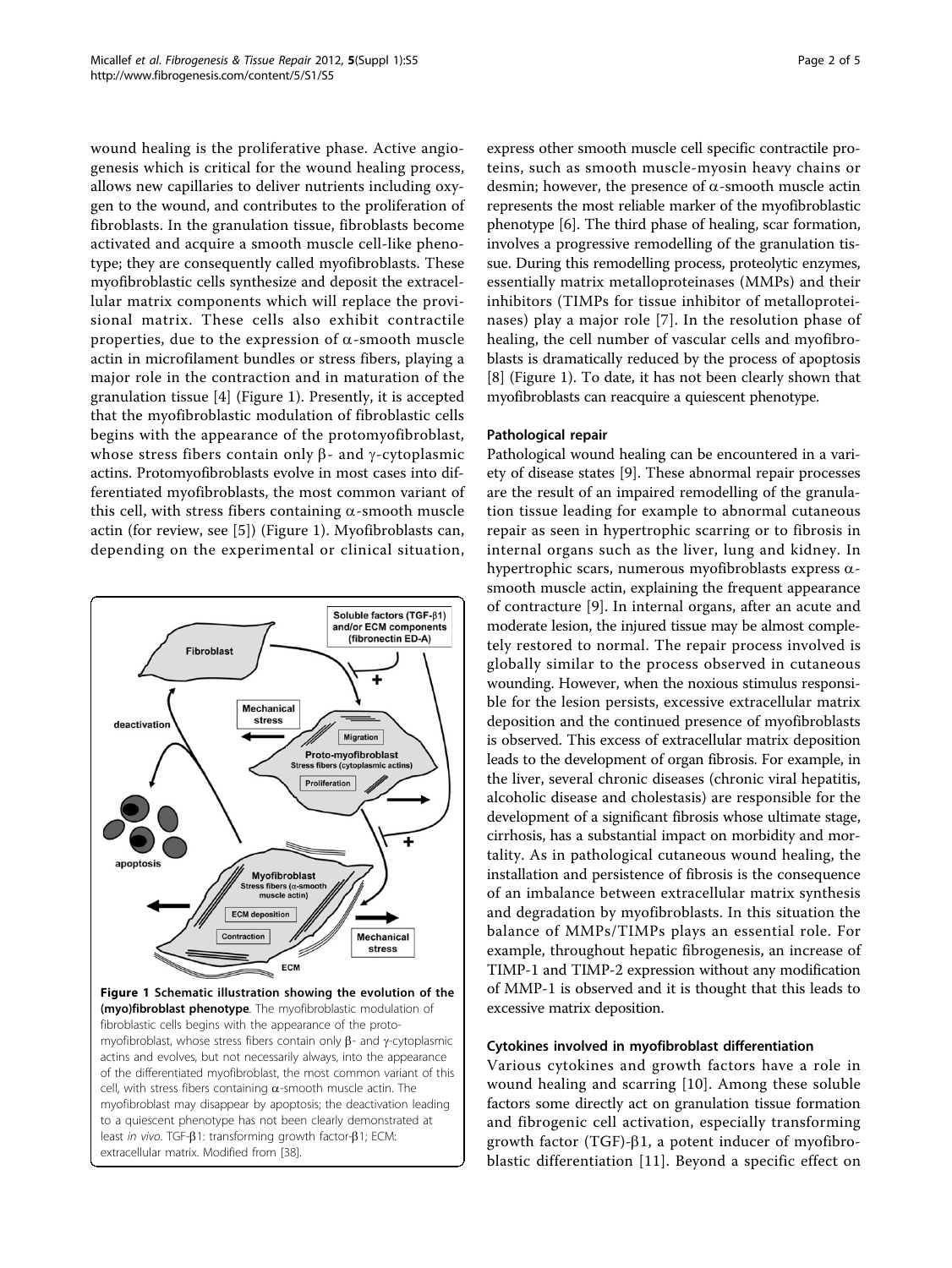wound healing is the proliferative phase. Active angiogenesis which is critical for the wound healing process, allows new capillaries to deliver nutrients including oxygen to the wound, and contributes to the proliferation of fibroblasts. In the granulation tissue, fibroblasts become activated and acquire a smooth muscle cell-like phenotype; they are consequently called myofibroblasts. These myofibroblastic cells synthesize and deposit the extracellular matrix components which will replace the provisional matrix. These cells also exhibit contractile properties, due to the expression of α-smooth muscle actin in microfilament bundles or stress fibers, playing a major role in the contraction and in maturation of the granulation tissue [4] (Figure 1). Presently, it is accepted that the myofibroblastic modulation of fibroblastic cells begins with the appearance of the protomyofibroblast, whose stress fibers contain only β- and γ-cytoplasmic actins. Protomyofibroblasts evolve in most cases into differentiated myofibroblasts, the most common variant of this cell, with stress fibers containing α-smooth muscle actin (for review, see [5]) (Figure 1). Myofibroblasts can, depending on the experimental or clinical situation, express other smooth muscle cell specific contractile proteins, such as smooth muscle-myosin heavy chains or desmin; however, the presence of α-smooth muscle actin represents the most reliable marker of the myofibroblastic phenotype [6]. The third phase of healing, scar formation, involves a progressive remodelling of the granulation tissue. During this remodelling process, proteolytic enzymes, essentially matrix metalloproteinases (MMPs) and their inhibitors (TIMPs for tissue inhibitor of metalloproteinases) play a major role [7]. In the resolution phase of healing, the cell number of vascular cells and myofibroblasts is dramatically reduced by the process of apoptosis [8] (Figure 1). To date, it has not been clearly shown that myofibroblasts can reacquire a quiescent phenotype.

**Figure 1 Schematic illustration showing the evolution of the (myo)fibroblast phenotype**. The myofibroblastic modulation of fibroblastic cells begins with the appearance of the proto-myofibroblast, whose stress fibers contain only β- and γ-cytoplasmic actins and evolves, but not necessarily always, into the appearance of the differentiated myofibroblast, the most common variant of this cell, with stress fibers containing α-smooth muscle actin. The myofibroblast may disappear by apoptosis; the deactivation leading to a quiescent phenotype has not been clearly demonstrated at least *in vivo*. TGF-β1: transforming growth factor-β1; ECM: extracellular matrix. Modified from [38].

### Pathological repair

Pathological wound healing can be encountered in a variety of disease states [9]. These abnormal repair processes are the result of an impaired remodelling of the granulation tissue leading for example to abnormal cutaneous repair as seen in hypertrophic scarring or to fibrosis in internal organs such as the liver, lung and kidney. In hypertrophic scars, numerous myofibroblasts express α-smooth muscle actin, explaining the frequent appearance of contracture [9]. In internal organs, after an acute and moderate lesion, the injured tissue may be almost completely restored to normal. The repair process involved is globally similar to the process observed in cutaneous wounding. However, when the noxious stimulus responsible for the lesion persists, excessive extracellular matrix deposition and the continued presence of myofibroblasts is observed. This excess of extracellular matrix deposition leads to the development of organ fibrosis. For example, in the liver, several chronic diseases (chronic viral hepatitis, alcoholic disease and cholestasis) are responsible for the development of a significant fibrosis whose ultimate stage, cirrhosis, has a substantial impact on morbidity and mortality. As in pathological cutaneous wound healing, the installation and persistence of fibrosis is the consequence of an imbalance between extracellular matrix synthesis and degradation by myofibroblasts. In this situation the balance of MMPs/TIMPs plays an essential role. For example, throughout hepatic fibrogenesis, an increase of TIMP-1 and TIMP-2 expression without any modification of MMP-1 is observed and it is thought that this leads to excessive matrix deposition.

### Cytokines involved in myofibroblast differentiation

Various cytokines and growth factors have a role in wound healing and scarring [10]. Among these soluble factors some directly act on granulation tissue formation and fibrogenic cell activation, especially transforming growth factor (TGF)-β1, a potent inducer of myofibroblastic differentiation [11]. Beyond a specific effect on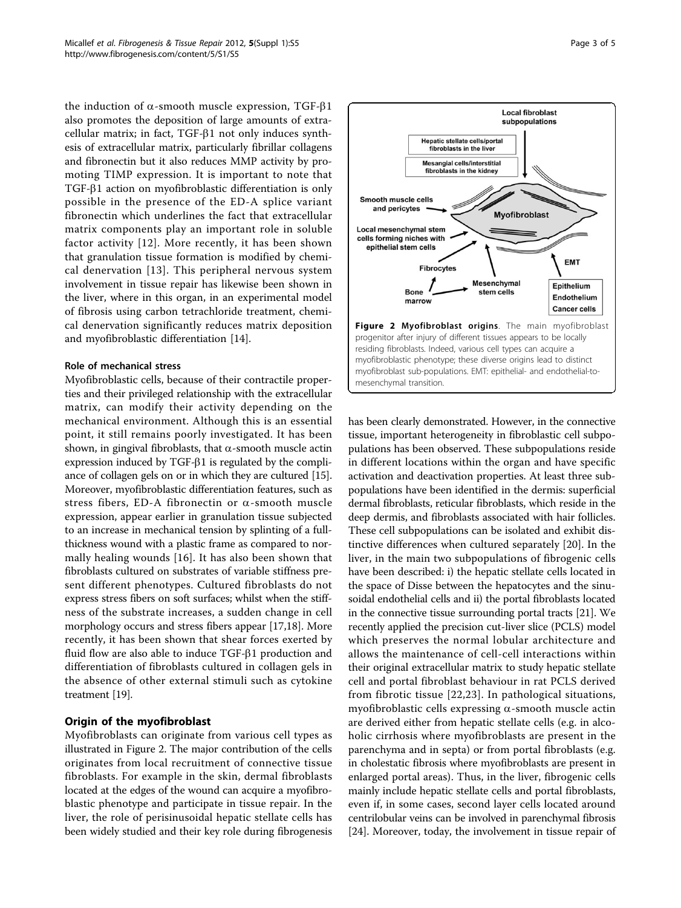the induction of α-smooth muscle expression, TGF-β1 also promotes the deposition of large amounts of extracellular matrix; in fact, TGF-β1 not only induces synthesis of extracellular matrix, particularly fibrillar collagens and fibronectin but it also reduces MMP activity by promoting TIMP expression. It is important to note that TGF-β1 action on myofibroblastic differentiation is only possible in the presence of the ED-A splice variant fibronectin which underlines the fact that extracellular matrix components play an important role in soluble factor activity [12]. More recently, it has been shown that granulation tissue formation is modified by chemical denervation [13]. This peripheral nervous system involvement in tissue repair has likewise been shown in the liver, where in this organ, in an experimental model of fibrosis using carbon tetrachloride treatment, chemical denervation significantly reduces matrix deposition and myofibroblastic differentiation [14].

### Role of mechanical stress

Myofibroblastic cells, because of their contractile properties and their privileged relationship with the extracellular matrix, can modify their activity depending on the mechanical environment. Although this is an essential point, it still remains poorly investigated. It has been shown, in gingival fibroblasts, that α-smooth muscle actin expression induced by TGF-β1 is regulated by the compliance of collagen gels on or in which they are cultured [15]. Moreover, myofibroblastic differentiation features, such as stress fibers, ED-A fibronectin or α-smooth muscle expression, appear earlier in granulation tissue subjected to an increase in mechanical tension by splinting of a full-thickness wound with a plastic frame as compared to normally healing wounds [16]. It has also been shown that fibroblasts cultured on substrates of variable stiffness present different phenotypes. Cultured fibroblasts do not express stress fibers on soft surfaces; whilst when the stiffness of the substrate increases, a sudden change in cell morphology occurs and stress fibers appear [17,18]. More recently, it has been shown that shear forces exerted by fluid flow are also able to induce TGF-β1 production and differentiation of fibroblasts cultured in collagen gels in the absence of other external stimuli such as cytokine treatment [19].

## Origin of the myofibroblast

Myofibroblasts can originate from various cell types as illustrated in Figure 2. The major contribution of the cells originates from local recruitment of connective tissue fibroblasts. For example in the skin, dermal fibroblasts located at the edges of the wound can acquire a myofibroblastic phenotype and participate in tissue repair. In the liver, the role of perisinusoidal hepatic stellate cells has been widely studied and their key role during fibrogenesis has been clearly demonstrated. However, in the connective tissue, important heterogeneity in fibroblastic cell subpopulations has been observed. These subpopulations reside in different locations within the organ and have specific activation and deactivation properties. At least three subpopulations have been identified in the dermis: superficial dermal fibroblasts, reticular fibroblasts, which reside in the deep dermis, and fibroblasts associated with hair follicles. These cell subpopulations can be isolated and exhibit distinctive differences when cultured separately [20]. In the liver, in the main two subpopulations of fibrogenic cells have been described: i) the hepatic stellate cells located in the space of Disse between the hepatocytes and the sinusoidal endothelial cells and ii) the portal fibroblasts located in the connective tissue surrounding portal tracts [21]. We recently applied the precision cut-liver slice (PCLS) model which preserves the normal lobular architecture and allows the maintenance of cell-cell interactions within their original extracellular matrix to study hepatic stellate cell and portal fibroblast behaviour in rat PCLS derived from fibrotic tissue [22,23]. In pathological situations, myofibroblastic cells expressing α-smooth muscle actin are derived either from hepatic stellate cells (e.g. in alcoholic cirrhosis where myofibroblasts are present in the parenchyma and in septa) or from portal fibroblasts (e.g. in cholestatic fibrosis where myofibroblasts are present in enlarged portal areas). Thus, in the liver, fibrogenic cells mainly include hepatic stellate cells and portal fibroblasts, even if, in some cases, second layer cells located around centrilobular veins can be involved in parenchymal fibrosis [24]. Moreover, today, the involvement in tissue repair of

**Figure 2 Myofibroblast origins**. The main myofibroblast progenitor after injury of different tissues appears to be locally residing fibroblasts. Indeed, various cell types can acquire a myofibroblastic phenotype; these diverse origins lead to distinct myofibroblast sub-populations. EMT: epithelial- and endothelial-to-mesenchymal transition.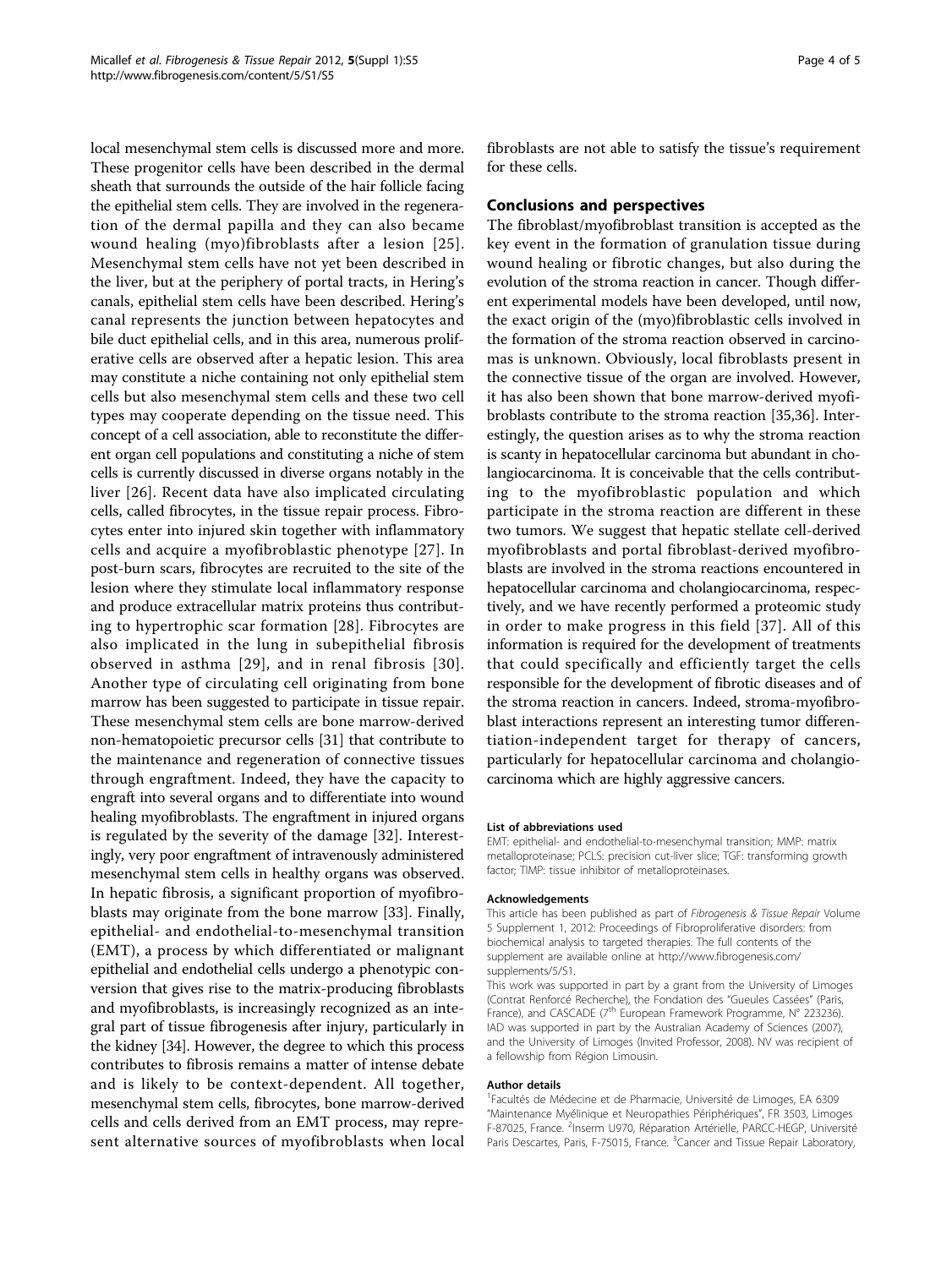local mesenchymal stem cells is discussed more and more. These progenitor cells have been described in the dermal sheath that surrounds the outside of the hair follicle facing the epithelial stem cells. They are involved in the regeneration of the dermal papilla and they can also became wound healing (myo)fibroblasts after a lesion [25]. Mesenchymal stem cells have not yet been described in the liver, but at the periphery of portal tracts, in Hering's canals, epithelial stem cells have been described. Hering's canal represents the junction between hepatocytes and bile duct epithelial cells, and in this area, numerous proliferative cells are observed after a hepatic lesion. This area may constitute a niche containing not only epithelial stem cells but also mesenchymal stem cells and these two cell types may cooperate depending on the tissue need. This concept of a cell association, able to reconstitute the different organ cell populations and constituting a niche of stem cells is currently discussed in diverse organs notably in the liver [26]. Recent data have also implicated circulating cells, called fibrocytes, in the tissue repair process. Fibrocytes enter into injured skin together with inflammatory cells and acquire a myofibroblastic phenotype [27]. In post-burn scars, fibrocytes are recruited to the site of the lesion where they stimulate local inflammatory response and produce extracellular matrix proteins thus contributing to hypertrophic scar formation [28]. Fibrocytes are also implicated in the lung in subepithelial fibrosis observed in asthma [29], and in renal fibrosis [30]. Another type of circulating cell originating from bone marrow has been suggested to participate in tissue repair. These mesenchymal stem cells are bone marrow-derived non-hematopoietic precursor cells [31] that contribute to the maintenance and regeneration of connective tissues through engraftment. Indeed, they have the capacity to engraft into several organs and to differentiate into wound healing myofibroblasts. The engraftment in injured organs is regulated by the severity of the damage [32]. Interestingly, very poor engraftment of intravenously administered mesenchymal stem cells in healthy organs was observed. In hepatic fibrosis, a significant proportion of myofibroblasts may originate from the bone marrow [33]. Finally, epithelial- and endothelial-to-mesenchymal transition (EMT), a process by which differentiated or malignant epithelial and endothelial cells undergo a phenotypic conversion that gives rise to the matrix-producing fibroblasts and myofibroblasts, is increasingly recognized as an integral part of tissue fibrogenesis after injury, particularly in the kidney [34]. However, the degree to which this process contributes to fibrosis remains a matter of intense debate and is likely to be context-dependent. All together, mesenchymal stem cells, fibrocytes, bone marrow-derived cells and cells derived from an EMT process, may represent alternative sources of myofibroblasts when local fibroblasts are not able to satisfy the tissue's requirement for these cells.

## Conclusions and perspectives

The fibroblast/myofibroblast transition is accepted as the key event in the formation of granulation tissue during wound healing or fibrotic changes, but also during the evolution of the stroma reaction in cancer. Though different experimental models have been developed, until now, the exact origin of the (myo)fibroblastic cells involved in the formation of the stroma reaction observed in carcinomas is unknown. Obviously, local fibroblasts present in the connective tissue of the organ are involved. However, it has also been shown that bone marrow-derived myofibroblasts contribute to the stroma reaction [35,36]. Interestingly, the question arises as to why the stroma reaction is scanty in hepatocellular carcinoma but abundant in cholangiocarcinoma. It is conceivable that the cells contributing to the myofibroblastic population and which participate in the stroma reaction are different in these two tumors. We suggest that hepatic stellate cell-derived myofibroblasts and portal fibroblast-derived myofibroblasts are involved in the stroma reactions encountered in hepatocellular carcinoma and cholangiocarcinoma, respectively, and we have recently performed a proteomic study in order to make progress in this field [37]. All of this information is required for the development of treatments that could specifically and efficiently target the cells responsible for the development of fibrotic diseases and of the stroma reaction in cancers. Indeed, stroma-myofibroblast interactions represent an interesting tumor differentiation-independent target for therapy of cancers, particularly for hepatocellular carcinoma and cholangiocarcinoma which are highly aggressive cancers.

#### List of abbreviations used

EMT: epithelial- and endothelial-to-mesenchymal transition; MMP: matrix metalloproteinase; PCLS: precision cut-liver slice; TGF: transforming growth factor; TIMP: tissue inhibitor of metalloproteinases.

#### Acknowledgements

This article has been published as part of *Fibrogenesis & Tissue Repair* Volume 5 Supplement 1, 2012: Proceedings of Fibroproliferative disorders: from biochemical analysis to targeted therapies. The full contents of the supplement are available online at http://www.fibrogenesis.com/supplements/5/S1.

This work was supported in part by a grant from the University of Limoges (Contrat Renforcé Recherche), the Fondation des "Gueules Cassées" (Paris, France), and CASCADE (7th European Framework Programme, N° 223236). IAD was supported in part by the Australian Academy of Sciences (2007), and the University of Limoges (Invited Professor, 2008). NV was recipient of a fellowship from Région Limousin.

#### Author details

[1]Facultés de Médecine et de Pharmacie, Université de Limoges, EA 6309 "Maintenance Myélinique et Neuropathies Périphériques", FR 3503, Limoges F-87025, France. [2]Inserm U970, Réparation Artérielle, PARCC-HEGP, Université Paris Descartes, Paris, F-75015, France. [3]Cancer and Tissue Repair Laboratory,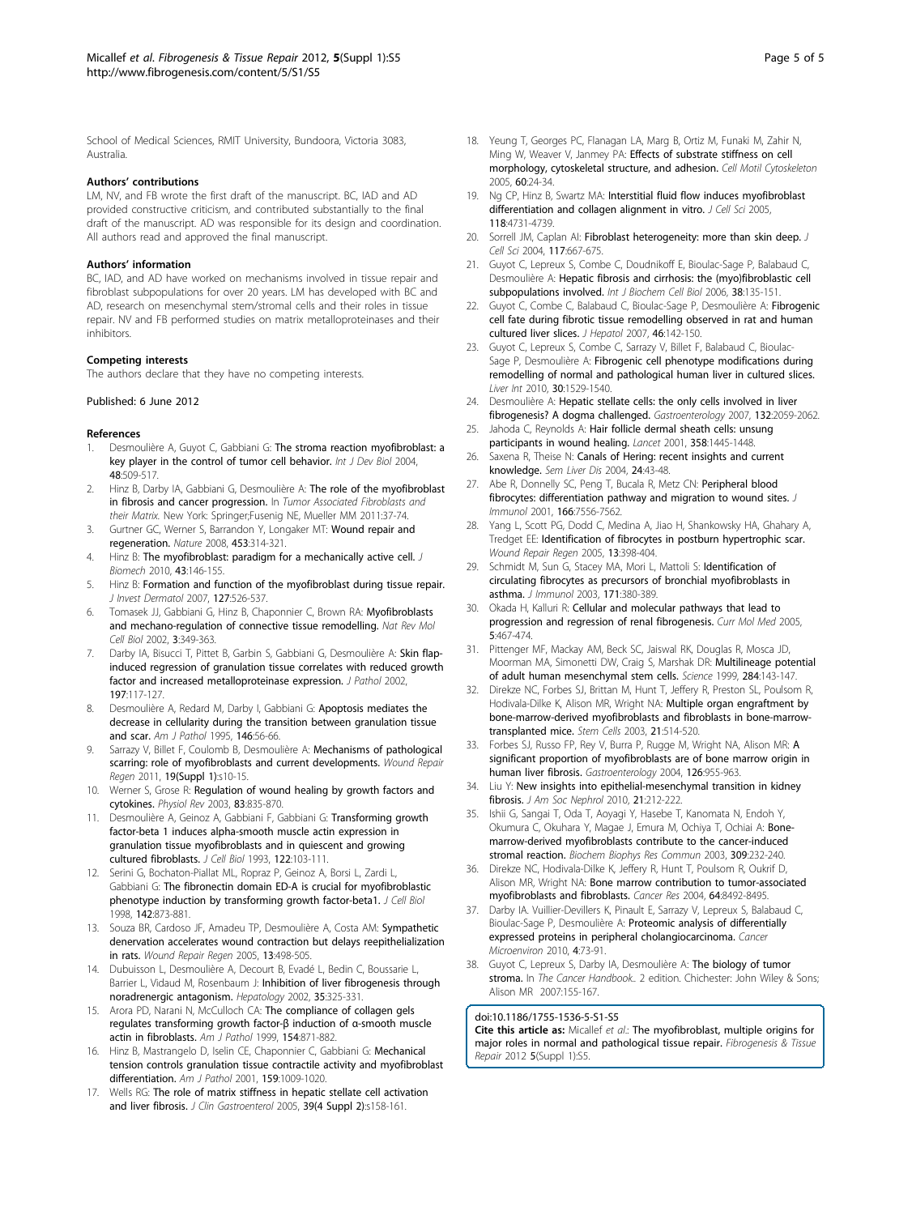School of Medical Sciences, RMIT University, Bundoora, Victoria 3083, Australia.

#### Authors' contributions

LM, NV, and FB wrote the first draft of the manuscript. BC, IAD and AD provided constructive criticism, and contributed substantially to the final draft of the manuscript. AD was responsible for its design and coordination. All authors read and approved the final manuscript.

#### Authors' information

BC, IAD, and AD have worked on mechanisms involved in tissue repair and fibroblast subpopulations for over 20 years. LM has developed with BC and AD, research on mesenchymal stem/stromal cells and their roles in tissue repair. NV and FB performed studies on matrix metalloproteinases and their inhibitors.

#### Competing interests

The authors declare that they have no competing interests.

Published: 6 June 2012

#### References

1. Desmoulière A, Guyot C, Gabbiani G: **The stroma reaction myofibroblast: a key player in the control of tumor cell behavior.** *Int J Dev Biol* 2004, **48**:509-517.
2. Hinz B, Darby IA, Gabbiani G, Desmoulière A: **The role of the myofibroblast in fibrosis and cancer progression.** In *Tumor Associated Fibroblasts and their Matrix.* New York: Springer;Fusenig NE, Mueller MM 2011:37-74.
3. Gurtner GC, Werner S, Barrandon Y, Longaker MT: **Wound repair and regeneration.** *Nature* 2008, **453**:314-321.
4. Hinz B: **The myofibroblast: paradigm for a mechanically active cell.** *J Biomech* 2010, **43**:146-155.
5. Hinz B: **Formation and function of the myofibroblast during tissue repair.** *J Invest Dermatol* 2007, **127**:526-537.
6. Tomasek JJ, Gabbiani G, Hinz B, Chaponnier C, Brown RA: **Myofibroblasts and mechano-regulation of connective tissue remodelling.** *Nat Rev Mol Cell Biol* 2002, **3**:349-363.
7. Darby IA, Bisucci T, Pittet B, Garbin S, Gabbiani G, Desmoulière A: **Skin flap-induced regression of granulation tissue correlates with reduced growth factor and increased metalloproteinase expression.** *J Pathol* 2002, **197**:117-127.
8. Desmoulière A, Redard M, Darby I, Gabbiani G: **Apoptosis mediates the decrease in cellularity during the transition between granulation tissue and scar.** *Am J Pathol* 1995, **146**:56-66.
9. Sarrazy V, Billet F, Coulomb B, Desmoulière A: **Mechanisms of pathological scarring: role of myofibroblasts and current developments.** *Wound Repair Regen* 2011, **19(Suppl 1)**:s10-15.
10. Werner S, Grose R: **Regulation of wound healing by growth factors and cytokines.** *Physiol Rev* 2003, **83**:835-870.
11. Desmoulière A, Geinoz A, Gabbiani F, Gabbiani G: **Transforming growth factor-beta 1 induces alpha-smooth muscle actin expression in granulation tissue myofibroblasts and in quiescent and growing cultured fibroblasts.** *J Cell Biol* 1993, **122**:103-111.
12. Serini G, Bochaton-Piallat ML, Ropraz P, Geinoz A, Borsi L, Zardi L, Gabbiani G: **The fibronectin domain ED-A is crucial for myofibroblastic phenotype induction by transforming growth factor-beta1.** *J Cell Biol* 1998, **142**:873-881.
13. Souza BR, Cardoso JF, Amadeu TP, Desmoulière A, Costa AM: **Sympathetic denervation accelerates wound contraction but delays reepithelialization in rats.** *Wound Repair Regen* 2005, **13**:498-505.
14. Dubuisson L, Desmoulière A, Decourt B, Evadé L, Bedin C, Boussarie L, Barrier L, Vidaud M, Rosenbaum J: **Inhibition of liver fibrogenesis through noradrenergic antagonism.** *Hepatology* 2002, **35**:325-331.
15. Arora PD, Narani N, McCulloch CA: **The compliance of collagen gels regulates transforming growth factor-β induction of α-smooth muscle actin in fibroblasts.** *Am J Pathol* 1999, **154**:871-882.
16. Hinz B, Mastrangelo D, Iselin CE, Chaponnier C, Gabbiani G: **Mechanical tension controls granulation tissue contractile activity and myofibroblast differentiation.** *Am J Pathol* 2001, **159**:1009-1020.
17. Wells RG: **The role of matrix stiffness in hepatic stellate cell activation and liver fibrosis.** *J Clin Gastroenterol* 2005, **39(4 Suppl 2)**:s158-161.
18. Yeung T, Georges PC, Flanagan LA, Marg B, Ortiz M, Funaki M, Zahir N, Ming W, Weaver V, Janmey PA: **Effects of substrate stiffness on cell morphology, cytoskeletal structure, and adhesion.** *Cell Motil Cytoskeleton* 2005, **60**:24-34.
19. Ng CP, Hinz B, Swartz MA: **Interstitial fluid flow induces myofibroblast differentiation and collagen alignment in vitro.** *J Cell Sci* 2005, **118**:4731-4739.
20. Sorrell JM, Caplan AI: **Fibroblast heterogeneity: more than skin deep.** *J Cell Sci* 2004, **117**:667-675.
21. Guyot C, Lepreux S, Combe C, Doudnikoff E, Bioulac-Sage P, Balabaud C, Desmoulière A: **Hepatic fibrosis and cirrhosis: the (myo)fibroblastic cell subpopulations involved.** *Int J Biochem Cell Biol* 2006, **38**:135-151.
22. Guyot C, Combe C, Balabaud C, Bioulac-Sage P, Desmoulière A: **Fibrogenic cell fate during fibrotic tissue remodelling observed in rat and human cultured liver slices.** *J Hepatol* 2007, **46**:142-150.
23. Guyot C, Lepreux S, Combe C, Sarrazy V, Billet F, Balabaud C, Bioulac-Sage P, Desmoulière A: **Fibrogenic cell phenotype modifications during remodelling of normal and pathological human liver in cultured slices.** *Liver Int* 2010, **30**:1529-1540.
24. Desmoulière A: **Hepatic stellate cells: the only cells involved in liver fibrogenesis? A dogma challenged.** *Gastroenterology* 2007, **132**:2059-2062.
25. Jahoda C, Reynolds A: **Hair follicle dermal sheath cells: unsung participants in wound healing.** *Lancet* 2001, **358**:1445-1448.
26. Saxena R, Theise N: **Canals of Hering: recent insights and current knowledge.** *Sem Liver Dis* 2004, **24**:43-48.
27. Abe R, Donnelly SC, Peng T, Bucala R, Metz CN: **Peripheral blood fibrocytes: differentiation pathway and migration to wound sites.** *J Immunol* 2001, **166**:7556-7562.
28. Yang L, Scott PG, Dodd C, Medina A, Jiao H, Shankowsky HA, Ghahary A, Tredget EE: **Identification of fibrocytes in postburn hypertrophic scar.** *Wound Repair Regen* 2005, **13**:398-404.
29. Schmidt M, Sun G, Stacey MA, Mori L, Mattoli S: **Identification of circulating fibrocytes as precursors of bronchial myofibroblasts in asthma.** *J Immunol* 2003, **171**:380-389.
30. Okada H, Kalluri R: **Cellular and molecular pathways that lead to progression and regression of renal fibrogenesis.** *Curr Mol Med* 2005, **5**:467-474.
31. Pittenger MF, Mackay AM, Beck SC, Jaiswal RK, Douglas R, Mosca JD, Moorman MA, Simonetti DW, Craig S, Marshak DR: **Multilineage potential of adult human mesenchymal stem cells.** *Science* 1999, **284**:143-147.
32. Direkze NC, Forbes SJ, Brittan M, Hunt T, Jeffery R, Preston SL, Poulsom R, Hodivala-Dilke K, Alison MR, Wright NA: **Multiple organ engraftment by bone-marrow-derived myofibroblasts and fibroblasts in bone-marrow-transplanted mice.** *Stem Cells* 2003, **21**:514-520.
33. Forbes SJ, Russo FP, Rey V, Burra P, Rugge M, Wright NA, Alison MR: **A significant proportion of myofibroblasts are of bone marrow origin in human liver fibrosis.** *Gastroenterology* 2004, **126**:955-963.
34. Liu Y: **New insights into epithelial-mesenchymal transition in kidney fibrosis.** *J Am Soc Nephrol* 2010, **21**:212-222.
35. Ishii G, Sangai T, Oda T, Aoyagi Y, Hasebe T, Kanomata N, Endoh Y, Okumura C, Okuhara Y, Magae J, Emura M, Ochiya T, Ochiai A: **Bone-marrow-derived myofibroblasts contribute to the cancer-induced stromal reaction.** *Biochem Biophys Res Commun* 2003, **309**:232-240.
36. Direkze NC, Hodivala-Dilke K, Jeffery R, Hunt T, Poulsom R, Oukrif D, Alison MR, Wright NA: **Bone marrow contribution to tumor-associated myofibroblasts and fibroblasts.** *Cancer Res* 2004, **64**:8492-8495.
37. Darby IA. Vuillier-Devillers K, Pinault E, Sarrazy V, Lepreux S, Balabaud C, Bioulac-Sage P, Desmoulière A: **Proteomic analysis of differentially expressed proteins in peripheral cholangiocarcinoma.** *Cancer Microenviron* 2010, **4**:73-91.
38. Guyot C, Lepreux S, Darby IA, Desmoulière A: **The biology of tumor stroma.** In *The Cancer Handbook..* 2 edition. Chichester: John Wiley & Sons; Alison MR 2007:155-167.

doi:10.1186/1755-1536-5-S1-S5

**Cite this article as:** Micallef *et al.*: The myofibroblast, multiple origins for major roles in normal and pathological tissue repair. *Fibrogenesis & Tissue Repair* 2012 **5**(Suppl 1):S5.